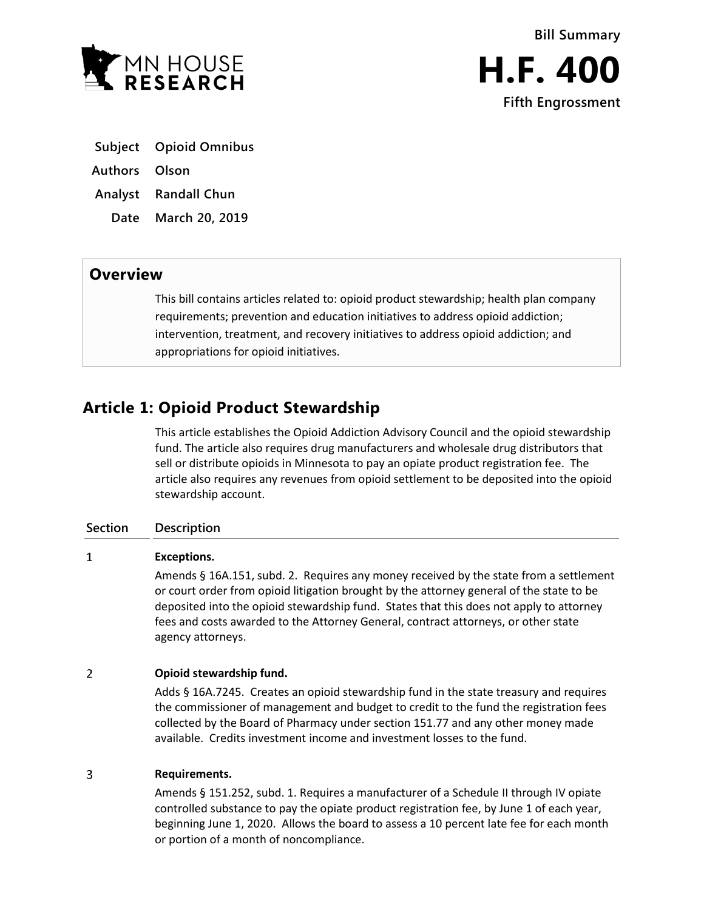MN HOUSE RESEARCH

**Bill Summary**

# H.F. 400

**Fifth Engrossment**

| | |
|---|---|
| **Subject** | **Opioid Omnibus** |
| **Authors** | **Olson** |
| **Analyst** | **Randall Chun** |
| **Date** | **March 20, 2019** |

## Overview

This bill contains articles related to: opioid product stewardship; health plan company requirements; prevention and education initiatives to address opioid addiction; intervention, treatment, and recovery initiatives to address opioid addiction; and appropriations for opioid initiatives.

## Article 1: Opioid Product Stewardship

This article establishes the Opioid Addiction Advisory Council and the opioid stewardship fund. The article also requires drug manufacturers and wholesale drug distributors that sell or distribute opioids in Minnesota to pay an opiate product registration fee. The article also requires any revenues from opioid settlement to be deposited into the opioid stewardship account.

| Section | Description |
|---|---|
| 1 | **Exceptions.** Amends § 16A.151, subd. 2. Requires any money received by the state from a settlement or court order from opioid litigation brought by the attorney general of the state to be deposited into the opioid stewardship fund. States that this does not apply to attorney fees and costs awarded to the Attorney General, contract attorneys, or other state agency attorneys. |
| 2 | **Opioid stewardship fund.** Adds § 16A.7245. Creates an opioid stewardship fund in the state treasury and requires the commissioner of management and budget to credit to the fund the registration fees collected by the Board of Pharmacy under section 151.77 and any other money made available. Credits investment income and investment losses to the fund. |
| 3 | **Requirements.** Amends § 151.252, subd. 1. Requires a manufacturer of a Schedule II through IV opiate controlled substance to pay the opiate product registration fee, by June 1 of each year, beginning June 1, 2020. Allows the board to assess a 10 percent late fee for each month or portion of a month of noncompliance. |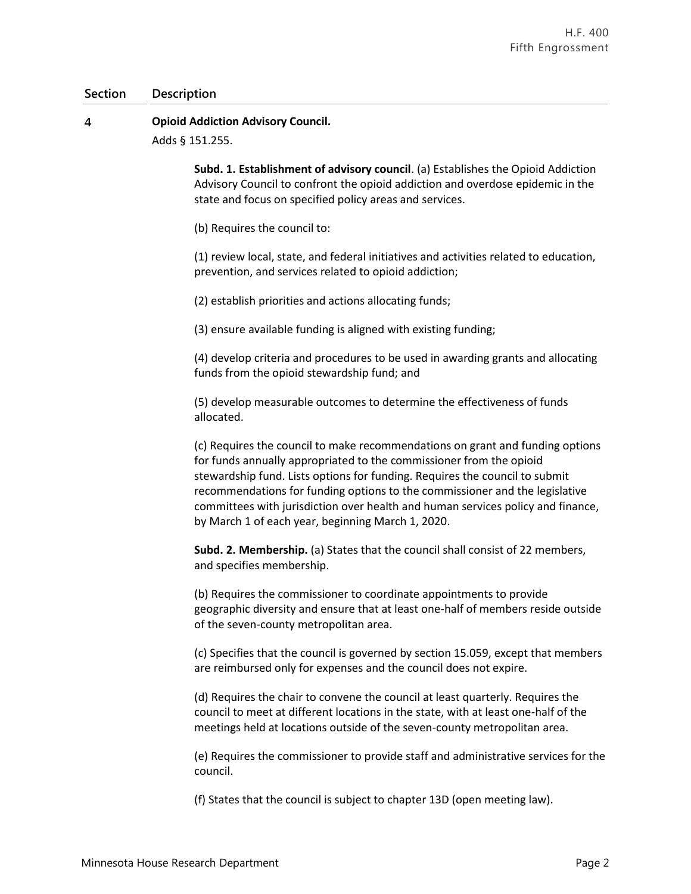| Section | Description |
|---|---|
| 4 | **Opioid Addiction Advisory Council.** |

Adds § 151.255.

**Subd. 1. Establishment of advisory council**. (a) Establishes the Opioid Addiction Advisory Council to confront the opioid addiction and overdose epidemic in the state and focus on specified policy areas and services.

(b) Requires the council to:

(1) review local, state, and federal initiatives and activities related to education, prevention, and services related to opioid addiction;

(2) establish priorities and actions allocating funds;

(3) ensure available funding is aligned with existing funding;

(4) develop criteria and procedures to be used in awarding grants and allocating funds from the opioid stewardship fund; and

(5) develop measurable outcomes to determine the effectiveness of funds allocated.

(c) Requires the council to make recommendations on grant and funding options for funds annually appropriated to the commissioner from the opioid stewardship fund. Lists options for funding. Requires the council to submit recommendations for funding options to the commissioner and the legislative committees with jurisdiction over health and human services policy and finance, by March 1 of each year, beginning March 1, 2020.

**Subd. 2. Membership.** (a) States that the council shall consist of 22 members, and specifies membership.

(b) Requires the commissioner to coordinate appointments to provide geographic diversity and ensure that at least one-half of members reside outside of the seven-county metropolitan area.

(c) Specifies that the council is governed by section 15.059, except that members are reimbursed only for expenses and the council does not expire.

(d) Requires the chair to convene the council at least quarterly. Requires the council to meet at different locations in the state, with at least one-half of the meetings held at locations outside of the seven-county metropolitan area.

(e) Requires the commissioner to provide staff and administrative services for the council.

(f) States that the council is subject to chapter 13D (open meeting law).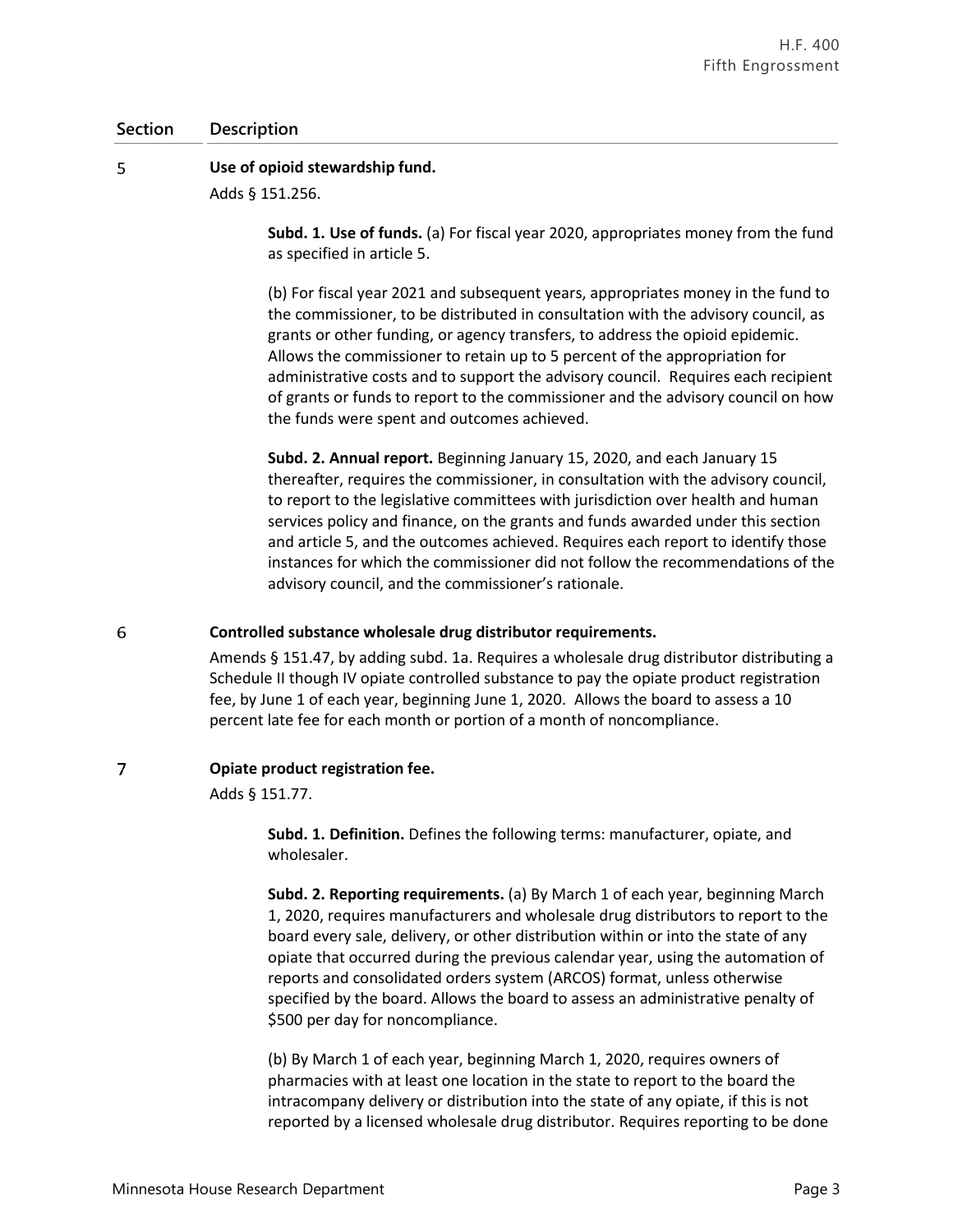| Section | Description |
|---|---|
| 5 | **Use of opioid stewardship fund.**<br>Adds § 151.256.<br><br>**Subd. 1. Use of funds.** (a) For fiscal year 2020, appropriates money from the fund as specified in article 5.<br><br>(b) For fiscal year 2021 and subsequent years, appropriates money in the fund to the commissioner, to be distributed in consultation with the advisory council, as grants or other funding, or agency transfers, to address the opioid epidemic. Allows the commissioner to retain up to 5 percent of the appropriation for administrative costs and to support the advisory council. Requires each recipient of grants or funds to report to the commissioner and the advisory council on how the funds were spent and outcomes achieved.<br><br>**Subd. 2. Annual report.** Beginning January 15, 2020, and each January 15 thereafter, requires the commissioner, in consultation with the advisory council, to report to the legislative committees with jurisdiction over health and human services policy and finance, on the grants and funds awarded under this section and article 5, and the outcomes achieved. Requires each report to identify those instances for which the commissioner did not follow the recommendations of the advisory council, and the commissioner's rationale. |
| 6 | **Controlled substance wholesale drug distributor requirements.**<br>Amends § 151.47, by adding subd. 1a. Requires a wholesale drug distributor distributing a Schedule II though IV opiate controlled substance to pay the opiate product registration fee, by June 1 of each year, beginning June 1, 2020. Allows the board to assess a 10 percent late fee for each month or portion of a month of noncompliance. |
| 7 | **Opiate product registration fee.**<br>Adds § 151.77.<br><br>**Subd. 1. Definition.** Defines the following terms: manufacturer, opiate, and wholesaler.<br><br>**Subd. 2. Reporting requirements.** (a) By March 1 of each year, beginning March 1, 2020, requires manufacturers and wholesale drug distributors to report to the board every sale, delivery, or other distribution within or into the state of any opiate that occurred during the previous calendar year, using the automation of reports and consolidated orders system (ARCOS) format, unless otherwise specified by the board. Allows the board to assess an administrative penalty of \$500 per day for noncompliance.<br><br>(b) By March 1 of each year, beginning March 1, 2020, requires owners of pharmacies with at least one location in the state to report to the board the intracompany delivery or distribution into the state of any opiate, if this is not reported by a licensed wholesale drug distributor. Requires reporting to be done |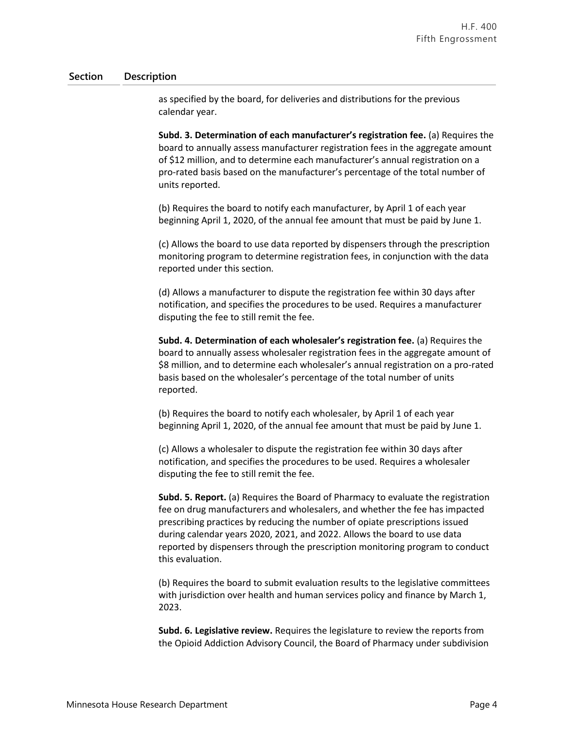| Section | Description |
|---|---|
| | as specified by the board, for deliveries and distributions for the previous calendar year. |
| | **Subd. 3. Determination of each manufacturer's registration fee.** (a) Requires the board to annually assess manufacturer registration fees in the aggregate amount of $12 million, and to determine each manufacturer's annual registration on a pro-rated basis based on the manufacturer's percentage of the total number of units reported. |
| | (b) Requires the board to notify each manufacturer, by April 1 of each year beginning April 1, 2020, of the annual fee amount that must be paid by June 1. |
| | (c) Allows the board to use data reported by dispensers through the prescription monitoring program to determine registration fees, in conjunction with the data reported under this section. |
| | (d) Allows a manufacturer to dispute the registration fee within 30 days after notification, and specifies the procedures to be used. Requires a manufacturer disputing the fee to still remit the fee. |
| | **Subd. 4. Determination of each wholesaler's registration fee.** (a) Requires the board to annually assess wholesaler registration fees in the aggregate amount of $8 million, and to determine each wholesaler's annual registration on a pro-rated basis based on the wholesaler's percentage of the total number of units reported. |
| | (b) Requires the board to notify each wholesaler, by April 1 of each year beginning April 1, 2020, of the annual fee amount that must be paid by June 1. |
| | (c) Allows a wholesaler to dispute the registration fee within 30 days after notification, and specifies the procedures to be used. Requires a wholesaler disputing the fee to still remit the fee. |
| | **Subd. 5. Report.** (a) Requires the Board of Pharmacy to evaluate the registration fee on drug manufacturers and wholesalers, and whether the fee has impacted prescribing practices by reducing the number of opiate prescriptions issued during calendar years 2020, 2021, and 2022. Allows the board to use data reported by dispensers through the prescription monitoring program to conduct this evaluation. |
| | (b) Requires the board to submit evaluation results to the legislative committees with jurisdiction over health and human services policy and finance by March 1, 2023. |
| | **Subd. 6. Legislative review.** Requires the legislature to review the reports from the Opioid Addiction Advisory Council, the Board of Pharmacy under subdivision |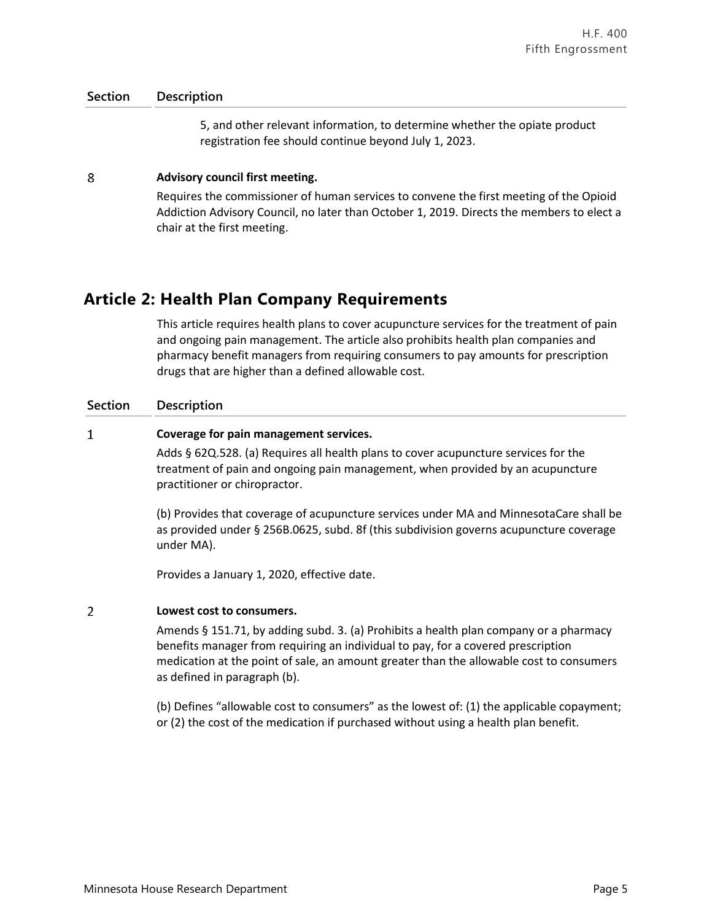| Section | Description |
|---|---|
| | 5, and other relevant information, to determine whether the opiate product registration fee should continue beyond July 1, 2023. |
| 8 | **Advisory council first meeting.** Requires the commissioner of human services to convene the first meeting of the Opioid Addiction Advisory Council, no later than October 1, 2019. Directs the members to elect a chair at the first meeting. |

## Article 2: Health Plan Company Requirements

This article requires health plans to cover acupuncture services for the treatment of pain and ongoing pain management. The article also prohibits health plan companies and pharmacy benefit managers from requiring consumers to pay amounts for prescription drugs that are higher than a defined allowable cost.

| Section | Description |
|---|---|
| 1 | **Coverage for pain management services.** Adds § 62Q.528. (a) Requires all health plans to cover acupuncture services for the treatment of pain and ongoing pain management, when provided by an acupuncture practitioner or chiropractor.<br><br>(b) Provides that coverage of acupuncture services under MA and MinnesotaCare shall be as provided under § 256B.0625, subd. 8f (this subdivision governs acupuncture coverage under MA).<br><br>Provides a January 1, 2020, effective date. |
| 2 | **Lowest cost to consumers.** Amends § 151.71, by adding subd. 3. (a) Prohibits a health plan company or a pharmacy benefits manager from requiring an individual to pay, for a covered prescription medication at the point of sale, an amount greater than the allowable cost to consumers as defined in paragraph (b).<br><br>(b) Defines "allowable cost to consumers" as the lowest of: (1) the applicable copayment; or (2) the cost of the medication if purchased without using a health plan benefit. |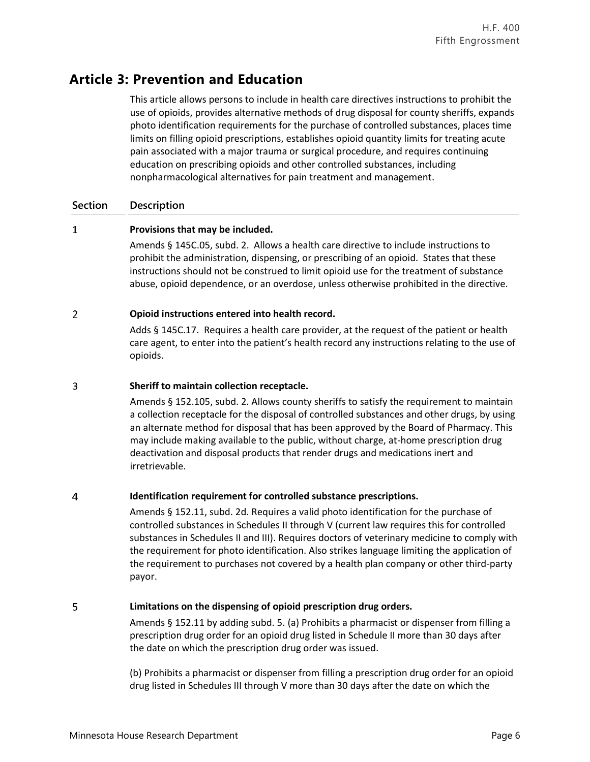## Article 3: Prevention and Education

This article allows persons to include in health care directives instructions to prohibit the use of opioids, provides alternative methods of drug disposal for county sheriffs, expands photo identification requirements for the purchase of controlled substances, places time limits on filling opioid prescriptions, establishes opioid quantity limits for treating acute pain associated with a major trauma or surgical procedure, and requires continuing education on prescribing opioids and other controlled substances, including nonpharmacological alternatives for pain treatment and management.

| Section | Description |
|---|---|
| 1 | **Provisions that may be included.**<br><br>Amends § 145C.05, subd. 2. Allows a health care directive to include instructions to prohibit the administration, dispensing, or prescribing of an opioid. States that these instructions should not be construed to limit opioid use for the treatment of substance abuse, opioid dependence, or an overdose, unless otherwise prohibited in the directive. |
| 2 | **Opioid instructions entered into health record.**<br><br>Adds § 145C.17. Requires a health care provider, at the request of the patient or health care agent, to enter into the patient's health record any instructions relating to the use of opioids. |
| 3 | **Sheriff to maintain collection receptacle.**<br><br>Amends § 152.105, subd. 2. Allows county sheriffs to satisfy the requirement to maintain a collection receptacle for the disposal of controlled substances and other drugs, by using an alternate method for disposal that has been approved by the Board of Pharmacy. This may include making available to the public, without charge, at-home prescription drug deactivation and disposal products that render drugs and medications inert and irretrievable. |
| 4 | **Identification requirement for controlled substance prescriptions.**<br><br>Amends § 152.11, subd. 2d. Requires a valid photo identification for the purchase of controlled substances in Schedules II through V (current law requires this for controlled substances in Schedules II and III). Requires doctors of veterinary medicine to comply with the requirement for photo identification. Also strikes language limiting the application of the requirement to purchases not covered by a health plan company or other third-party payor. |
| 5 | **Limitations on the dispensing of opioid prescription drug orders.**<br><br>Amends § 152.11 by adding subd. 5. (a) Prohibits a pharmacist or dispenser from filling a prescription drug order for an opioid drug listed in Schedule II more than 30 days after the date on which the prescription drug order was issued.<br><br>(b) Prohibits a pharmacist or dispenser from filling a prescription drug order for an opioid drug listed in Schedules III through V more than 30 days after the date on which the |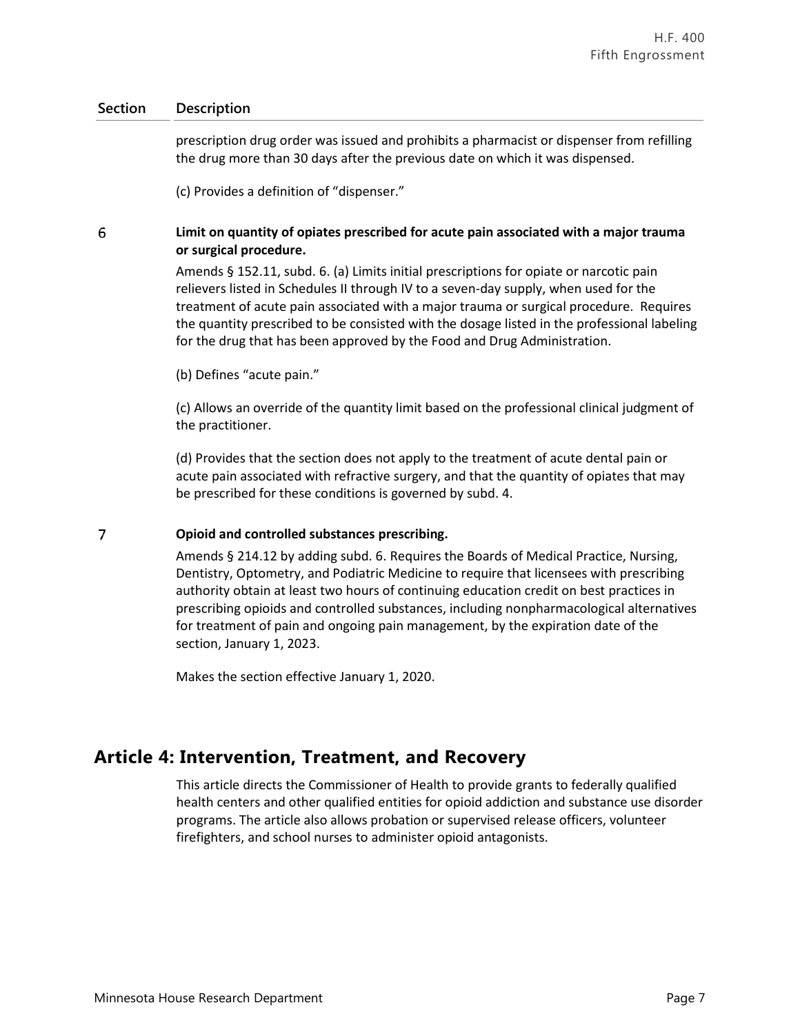| Section | Description |
|---|---|
| | prescription drug order was issued and prohibits a pharmacist or dispenser from refilling the drug more than 30 days after the previous date on which it was dispensed.<br><br>(c) Provides a definition of "dispenser." |
| 6 | **Limit on quantity of opiates prescribed for acute pain associated with a major trauma or surgical procedure.**<br><br>Amends § 152.11, subd. 6. (a) Limits initial prescriptions for opiate or narcotic pain relievers listed in Schedules II through IV to a seven-day supply, when used for the treatment of acute pain associated with a major trauma or surgical procedure. Requires the quantity prescribed to be consisted with the dosage listed in the professional labeling for the drug that has been approved by the Food and Drug Administration.<br><br>(b) Defines "acute pain."<br><br>(c) Allows an override of the quantity limit based on the professional clinical judgment of the practitioner.<br><br>(d) Provides that the section does not apply to the treatment of acute dental pain or acute pain associated with refractive surgery, and that the quantity of opiates that may be prescribed for these conditions is governed by subd. 4. |
| 7 | **Opioid and controlled substances prescribing.**<br><br>Amends § 214.12 by adding subd. 6. Requires the Boards of Medical Practice, Nursing, Dentistry, Optometry, and Podiatric Medicine to require that licensees with prescribing authority obtain at least two hours of continuing education credit on best practices in prescribing opioids and controlled substances, including nonpharmacological alternatives for treatment of pain and ongoing pain management, by the expiration date of the section, January 1, 2023.<br><br>Makes the section effective January 1, 2020. |

## Article 4: Intervention, Treatment, and Recovery

This article directs the Commissioner of Health to provide grants to federally qualified health centers and other qualified entities for opioid addiction and substance use disorder programs. The article also allows probation or supervised release officers, volunteer firefighters, and school nurses to administer opioid antagonists.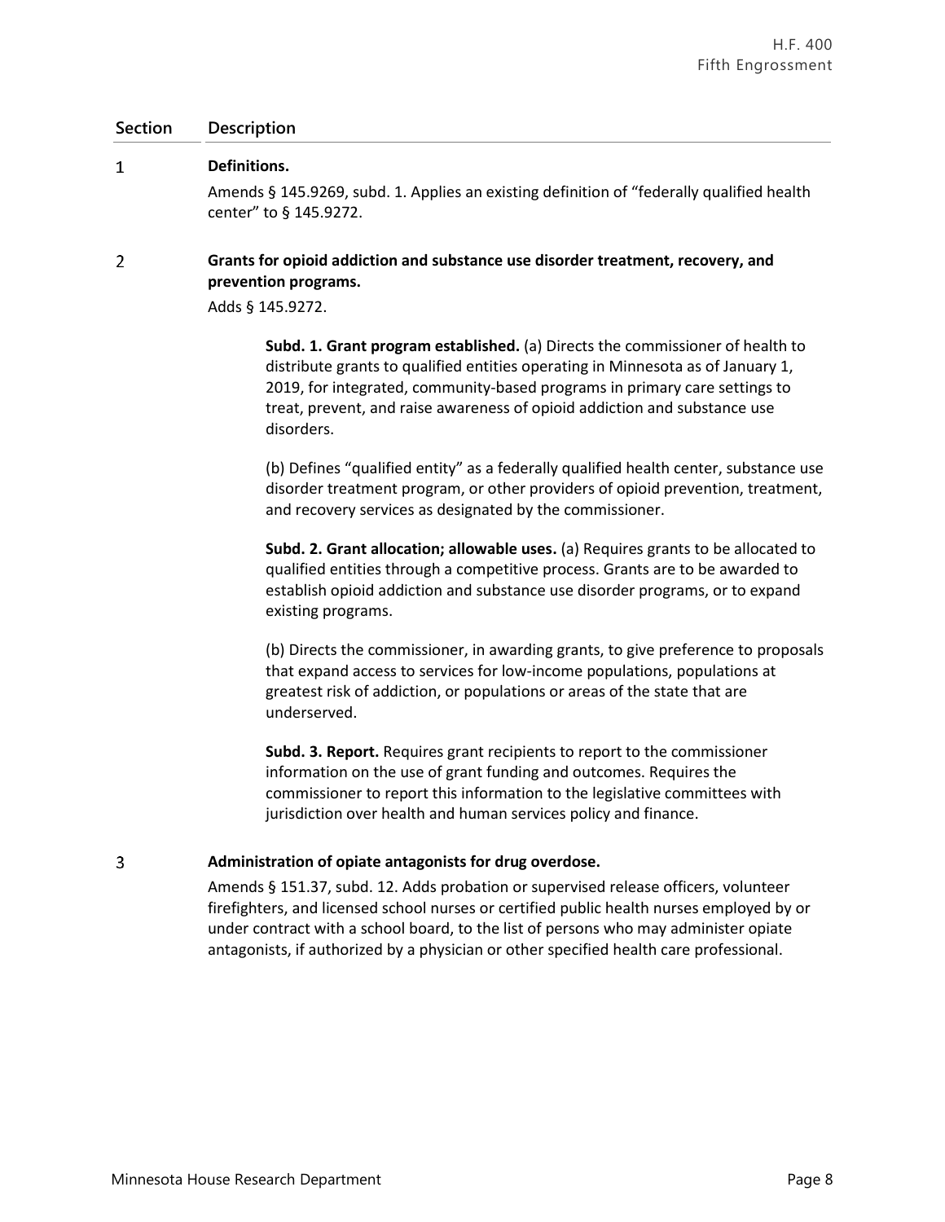| Section | Description |
|---|---|
| 1 | **Definitions.**<br>Amends § 145.9269, subd. 1. Applies an existing definition of "federally qualified health center" to § 145.9272. |
| 2 | **Grants for opioid addiction and substance use disorder treatment, recovery, and prevention programs.**<br>Adds § 145.9272.<br><br>**Subd. 1. Grant program established.** (a) Directs the commissioner of health to distribute grants to qualified entities operating in Minnesota as of January 1, 2019, for integrated, community-based programs in primary care settings to treat, prevent, and raise awareness of opioid addiction and substance use disorders.<br><br>(b) Defines "qualified entity" as a federally qualified health center, substance use disorder treatment program, or other providers of opioid prevention, treatment, and recovery services as designated by the commissioner.<br><br>**Subd. 2. Grant allocation; allowable uses.** (a) Requires grants to be allocated to qualified entities through a competitive process. Grants are to be awarded to establish opioid addiction and substance use disorder programs, or to expand existing programs.<br><br>(b) Directs the commissioner, in awarding grants, to give preference to proposals that expand access to services for low-income populations, populations at greatest risk of addiction, or populations or areas of the state that are underserved.<br><br>**Subd. 3. Report.** Requires grant recipients to report to the commissioner information on the use of grant funding and outcomes. Requires the commissioner to report this information to the legislative committees with jurisdiction over health and human services policy and finance. |
| 3 | **Administration of opiate antagonists for drug overdose.**<br>Amends § 151.37, subd. 12. Adds probation or supervised release officers, volunteer firefighters, and licensed school nurses or certified public health nurses employed by or under contract with a school board, to the list of persons who may administer opiate antagonists, if authorized by a physician or other specified health care professional. |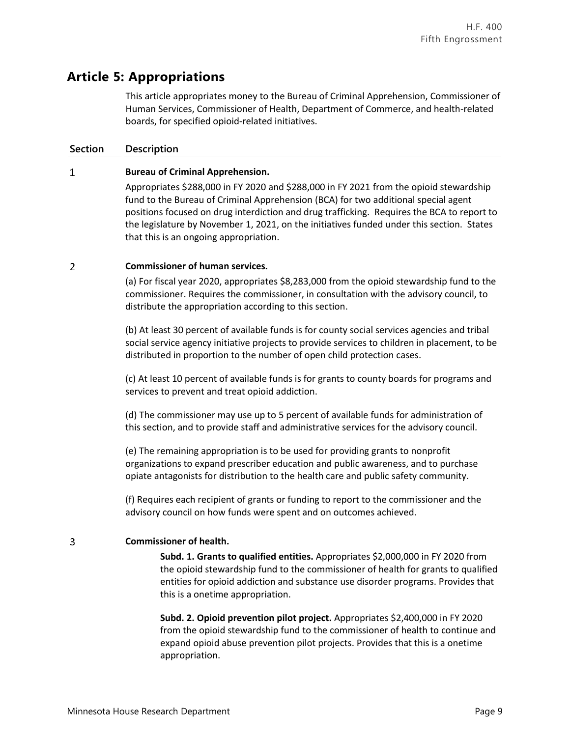# Article 5: Appropriations

This article appropriates money to the Bureau of Criminal Apprehension, Commissioner of Human Services, Commissioner of Health, Department of Commerce, and health-related boards, for specified opioid-related initiatives.

| Section | Description |
|---|---|
| 1 | **Bureau of Criminal Apprehension.**<br><br>Appropriates $288,000 in FY 2020 and $288,000 in FY 2021 from the opioid stewardship fund to the Bureau of Criminal Apprehension (BCA) for two additional special agent positions focused on drug interdiction and drug trafficking. Requires the BCA to report to the legislature by November 1, 2021, on the initiatives funded under this section. States that this is an ongoing appropriation. |
| 2 | **Commissioner of human services.**<br><br>(a) For fiscal year 2020, appropriates $8,283,000 from the opioid stewardship fund to the commissioner. Requires the commissioner, in consultation with the advisory council, to distribute the appropriation according to this section.<br><br>(b) At least 30 percent of available funds is for county social services agencies and tribal social service agency initiative projects to provide services to children in placement, to be distributed in proportion to the number of open child protection cases.<br><br>(c) At least 10 percent of available funds is for grants to county boards for programs and services to prevent and treat opioid addiction.<br><br>(d) The commissioner may use up to 5 percent of available funds for administration of this section, and to provide staff and administrative services for the advisory council.<br><br>(e) The remaining appropriation is to be used for providing grants to nonprofit organizations to expand prescriber education and public awareness, and to purchase opiate antagonists for distribution to the health care and public safety community.<br><br>(f) Requires each recipient of grants or funding to report to the commissioner and the advisory council on how funds were spent and on outcomes achieved. |
| 3 | **Commissioner of health.**<br><br>**Subd. 1. Grants to qualified entities.** Appropriates $2,000,000 in FY 2020 from the opioid stewardship fund to the commissioner of health for grants to qualified entities for opioid addiction and substance use disorder programs. Provides that this is a onetime appropriation.<br><br>**Subd. 2. Opioid prevention pilot project.** Appropriates $2,400,000 in FY 2020 from the opioid stewardship fund to the commissioner of health to continue and expand opioid abuse prevention pilot projects. Provides that this is a onetime appropriation. |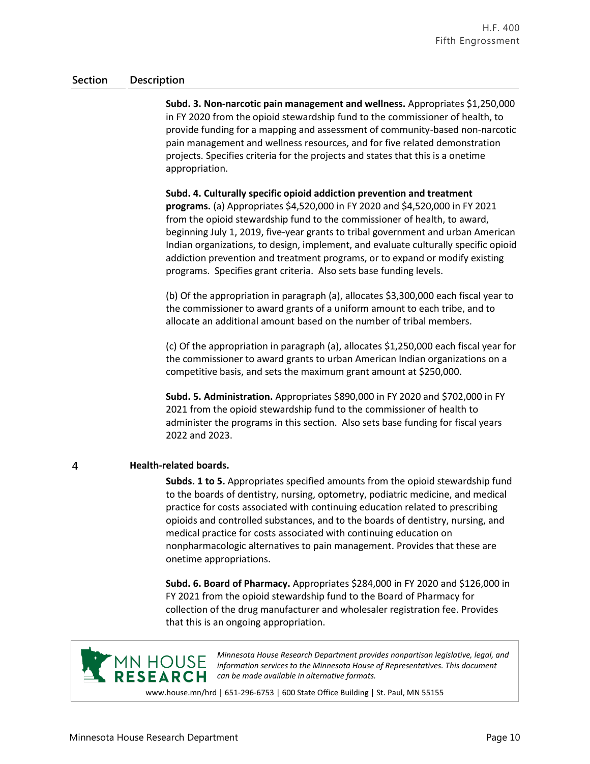| Section | Description |
|---|---|
| | **Subd. 3. Non-narcotic pain management and wellness.** Appropriates $1,250,000 in FY 2020 from the opioid stewardship fund to the commissioner of health, to provide funding for a mapping and assessment of community-based non-narcotic pain management and wellness resources, and for five related demonstration projects. Specifies criteria for the projects and states that this is a onetime appropriation. |
| | **Subd. 4. Culturally specific opioid addiction prevention and treatment programs.** (a) Appropriates $4,520,000 in FY 2020 and $4,520,000 in FY 2021 from the opioid stewardship fund to the commissioner of health, to award, beginning July 1, 2019, five-year grants to tribal government and urban American Indian organizations, to design, implement, and evaluate culturally specific opioid addiction prevention and treatment programs, or to expand or modify existing programs. Specifies grant criteria. Also sets base funding levels. |
| | (b) Of the appropriation in paragraph (a), allocates $3,300,000 each fiscal year to the commissioner to award grants of a uniform amount to each tribe, and to allocate an additional amount based on the number of tribal members. |
| | (c) Of the appropriation in paragraph (a), allocates $1,250,000 each fiscal year for the commissioner to award grants to urban American Indian organizations on a competitive basis, and sets the maximum grant amount at $250,000. |
| | **Subd. 5. Administration.** Appropriates $890,000 in FY 2020 and $702,000 in FY 2021 from the opioid stewardship fund to the commissioner of health to administer the programs in this section. Also sets base funding for fiscal years 2022 and 2023. |
| 4 | **Health-related boards.** |
| | **Subds. 1 to 5.** Appropriates specified amounts from the opioid stewardship fund to the boards of dentistry, nursing, optometry, podiatric medicine, and medical practice for costs associated with continuing education related to prescribing opioids and controlled substances, and to the boards of dentistry, nursing, and medical practice for costs associated with continuing education on nonpharmacologic alternatives to pain management. Provides that these are onetime appropriations. |
| | **Subd. 6. Board of Pharmacy.** Appropriates $284,000 in FY 2020 and $126,000 in FY 2021 from the opioid stewardship fund to the Board of Pharmacy for collection of the drug manufacturer and wholesaler registration fee. Provides that this is an ongoing appropriation. |

MN HOUSE RESEARCH

*Minnesota House Research Department provides nonpartisan legislative, legal, and information services to the Minnesota House of Representatives. This document can be made available in alternative formats.*

www.house.mn/hrd | 651-296-6753 | 600 State Office Building | St. Paul, MN 55155